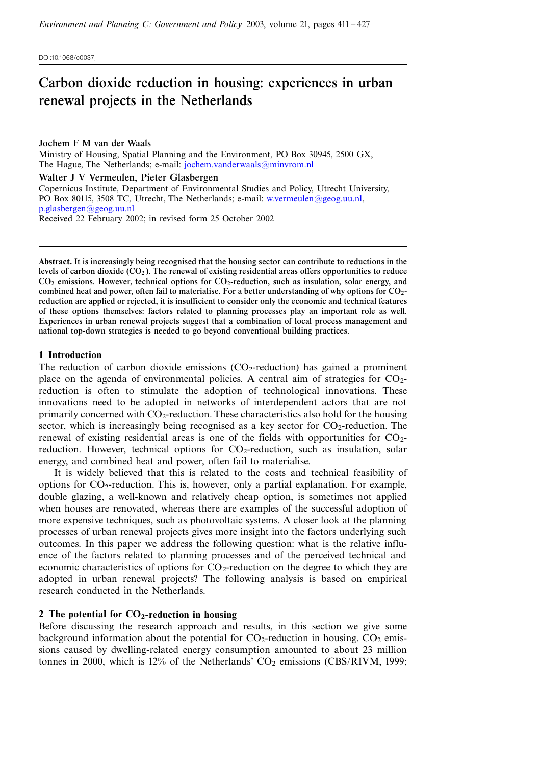DOI:10.1068/c0037j

# Carbon dioxide reduction in housing: experiences in urban renewal projects in the Netherlands

**Jochem F M van der Waals**
Ministry of Housing, Spatial Planning and the Environment, PO Box 30945, 2500 GX, The Hague, The Netherlands; e-mail: jochem.vanderwaals@minvrom.nl

**Walter J V Vermeulen, Pieter Glasbergen**
Copernicus Institute, Department of Environmental Studies and Policy, Utrecht University, PO Box 80115, 3508 TC, Utrecht, The Netherlands; e-mail: w.vermeulen@geog.uu.nl, p.glasbergen@geog.uu.nl
Received 22 February 2002; in revised form 25 October 2002

**Abstract. It is increasingly being recognised that the housing sector can contribute to reductions in the levels of carbon dioxide ($CO_2$). The renewal of existing residential areas offers opportunities to reduce $CO_2$ emissions. However, technical options for $CO_2$-reduction, such as insulation, solar energy, and combined heat and power, often fail to materialise. For a better understanding of why options for $CO_2$-reduction are applied or rejected, it is insufficient to consider only the economic and technical features of these options themselves: factors related to planning processes play an important role as well. Experiences in urban renewal projects suggest that a combination of local process management and national top-down strategies is needed to go beyond conventional building practices.**

## 1 Introduction

The reduction of carbon dioxide emissions ($CO_2$-reduction) has gained a prominent place on the agenda of environmental policies. A central aim of strategies for $CO_2$-reduction is often to stimulate the adoption of technological innovations. These innovations need to be adopted in networks of interdependent actors that are not primarily concerned with $CO_2$-reduction. These characteristics also hold for the housing sector, which is increasingly being recognised as a key sector for $CO_2$-reduction. The renewal of existing residential areas is one of the fields with opportunities for $CO_2$-reduction. However, technical options for $CO_2$-reduction, such as insulation, solar energy, and combined heat and power, often fail to materialise.

It is widely believed that this is related to the costs and technical feasibility of options for $CO_2$-reduction. This is, however, only a partial explanation. For example, double glazing, a well-known and relatively cheap option, is sometimes not applied when houses are renovated, whereas there are examples of the successful adoption of more expensive techniques, such as photovoltaic systems. A closer look at the planning processes of urban renewal projects gives more insight into the factors underlying such outcomes. In this paper we address the following question: what is the relative influence of the factors related to planning processes and of the perceived technical and economic characteristics of options for $CO_2$-reduction on the degree to which they are adopted in urban renewal projects? The following analysis is based on empirical research conducted in the Netherlands.

## 2 The potential for $CO_2$-reduction in housing

Before discussing the research approach and results, in this section we give some background information about the potential for $CO_2$-reduction in housing. $CO_2$ emissions caused by dwelling-related energy consumption amounted to about 23 million tonnes in 2000, which is 12% of the Netherlands' $CO_2$ emissions (CBS/RIVM, 1999;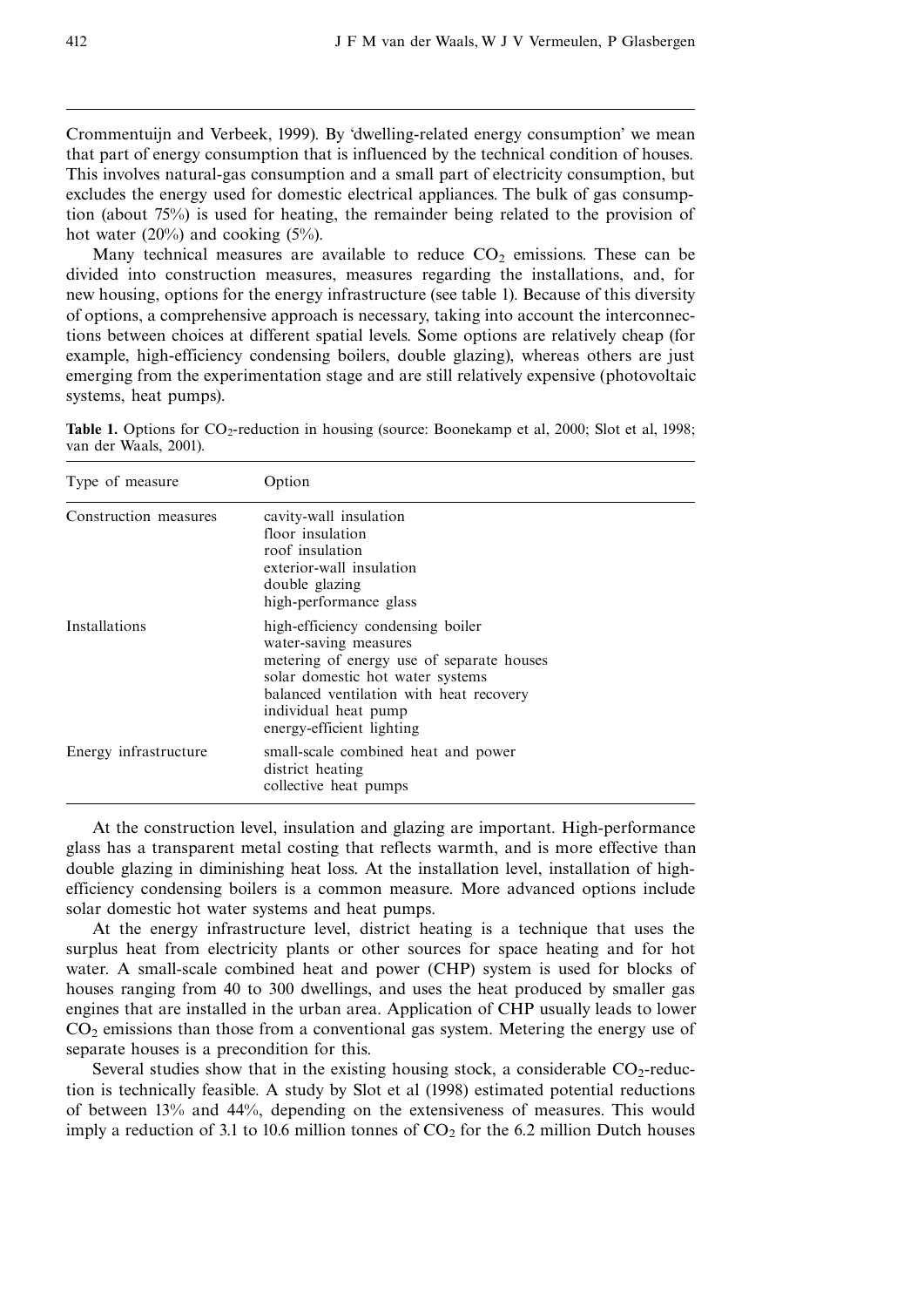Crommentuijn and Verbeek, 1999). By 'dwelling-related energy consumption' we mean that part of energy consumption that is influenced by the technical condition of houses. This involves natural-gas consumption and a small part of electricity consumption, but excludes the energy used for domestic electrical appliances. The bulk of gas consumption (about 75%) is used for heating, the remainder being related to the provision of hot water (20%) and cooking (5%).

Many technical measures are available to reduce $CO_2$ emissions. These can be divided into construction measures, measures regarding the installations, and, for new housing, options for the energy infrastructure (see table 1). Because of this diversity of options, a comprehensive approach is necessary, taking into account the interconnections between choices at different spatial levels. Some options are relatively cheap (for example, high-efficiency condensing boilers, double glazing), whereas others are just emerging from the experimentation stage and are still relatively expensive (photovoltaic systems, heat pumps).

**Table 1.** Options for $CO_2$-reduction in housing (source: Boonekamp et al, 2000; Slot et al, 1998; van der Waals, 2001).

| Type of measure | Option |
|---|---|
| Construction measures | cavity-wall insulation<br>floor insulation<br>roof insulation<br>exterior-wall insulation<br>double glazing<br>high-performance glass |
| Installations | high-efficiency condensing boiler<br>water-saving measures<br>metering of energy use of separate houses<br>solar domestic hot water systems<br>balanced ventilation with heat recovery<br>individual heat pump<br>energy-efficient lighting |
| Energy infrastructure | small-scale combined heat and power<br>district heating<br>collective heat pumps |

At the construction level, insulation and glazing are important. High-performance glass has a transparent metal costing that reflects warmth, and is more effective than double glazing in diminishing heat loss. At the installation level, installation of high-efficiency condensing boilers is a common measure. More advanced options include solar domestic hot water systems and heat pumps.

At the energy infrastructure level, district heating is a technique that uses the surplus heat from electricity plants or other sources for space heating and for hot water. A small-scale combined heat and power (CHP) system is used for blocks of houses ranging from 40 to 300 dwellings, and uses the heat produced by smaller gas engines that are installed in the urban area. Application of CHP usually leads to lower $CO_2$ emissions than those from a conventional gas system. Metering the energy use of separate houses is a precondition for this.

Several studies show that in the existing housing stock, a considerable $CO_2$-reduction is technically feasible. A study by Slot et al (1998) estimated potential reductions of between 13% and 44%, depending on the extensiveness of measures. This would imply a reduction of 3.1 to 10.6 million tonnes of $CO_2$ for the 6.2 million Dutch houses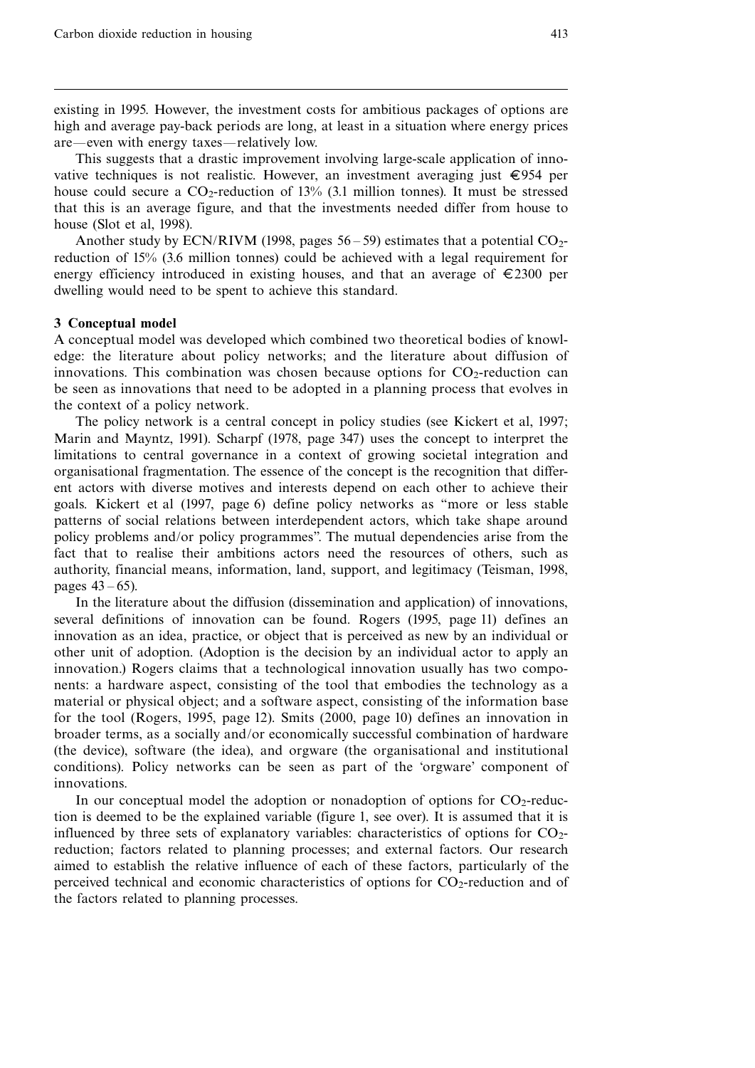existing in 1995. However, the investment costs for ambitious packages of options are high and average pay-back periods are long, at least in a situation where energy prices are—even with energy taxes—relatively low.

This suggests that a drastic improvement involving large-scale application of innovative techniques is not realistic. However, an investment averaging just €954 per house could secure a $CO_2$-reduction of 13% (3.1 million tonnes). It must be stressed that this is an average figure, and that the investments needed differ from house to house (Slot et al, 1998).

Another study by ECN/RIVM (1998, pages 56–59) estimates that a potential $CO_2$-reduction of 15% (3.6 million tonnes) could be achieved with a legal requirement for energy efficiency introduced in existing houses, and that an average of €2300 per dwelling would need to be spent to achieve this standard.

## 3 Conceptual model

A conceptual model was developed which combined two theoretical bodies of knowledge: the literature about policy networks; and the literature about diffusion of innovations. This combination was chosen because options for $CO_2$-reduction can be seen as innovations that need to be adopted in a planning process that evolves in the context of a policy network.

The policy network is a central concept in policy studies (see Kickert et al, 1997; Marin and Mayntz, 1991). Scharpf (1978, page 347) uses the concept to interpret the limitations to central governance in a context of growing societal integration and organisational fragmentation. The essence of the concept is the recognition that different actors with diverse motives and interests depend on each other to achieve their goals. Kickert et al (1997, page 6) define policy networks as "more or less stable patterns of social relations between interdependent actors, which take shape around policy problems and/or policy programmes". The mutual dependencies arise from the fact that to realise their ambitions actors need the resources of others, such as authority, financial means, information, land, support, and legitimacy (Teisman, 1998, pages 43–65).

In the literature about the diffusion (dissemination and application) of innovations, several definitions of innovation can be found. Rogers (1995, page 11) defines an innovation as an idea, practice, or object that is perceived as new by an individual or other unit of adoption. (Adoption is the decision by an individual actor to apply an innovation.) Rogers claims that a technological innovation usually has two components: a hardware aspect, consisting of the tool that embodies the technology as a material or physical object; and a software aspect, consisting of the information base for the tool (Rogers, 1995, page 12). Smits (2000, page 10) defines an innovation in broader terms, as a socially and/or economically successful combination of hardware (the device), software (the idea), and orgware (the organisational and institutional conditions). Policy networks can be seen as part of the 'orgware' component of innovations.

In our conceptual model the adoption or nonadoption of options for $CO_2$-reduction is deemed to be the explained variable (figure 1, see over). It is assumed that it is influenced by three sets of explanatory variables: characteristics of options for $CO_2$-reduction; factors related to planning processes; and external factors. Our research aimed to establish the relative influence of each of these factors, particularly of the perceived technical and economic characteristics of options for $CO_2$-reduction and of the factors related to planning processes.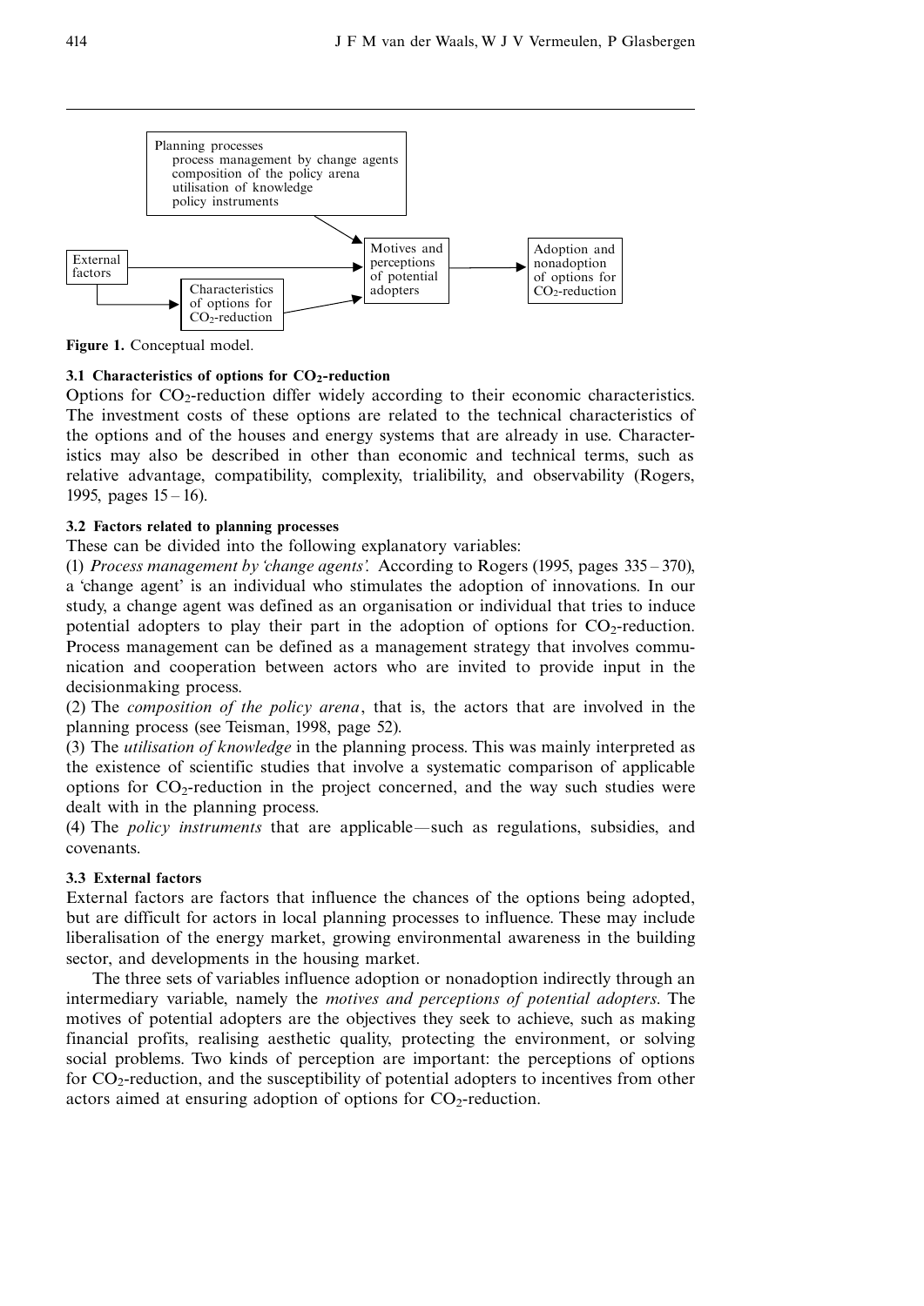Planning processes
process management by change agents
composition of the policy arena
utilisation of knowledge
policy instruments

External factors

Characteristics of options for $CO_2$-reduction

Motives and perceptions of potential adopters

Adoption and nonadoption of options for $CO_2$-reduction

**Figure 1.** Conceptual model.

### 3.1 Characteristics of options for $CO_2$-reduction

Options for $CO_2$-reduction differ widely according to their economic characteristics. The investment costs of these options are related to the technical characteristics of the options and of the houses and energy systems that are already in use. Characteristics may also be described in other than economic and technical terms, such as relative advantage, compatibility, complexity, trialibility, and observability (Rogers, 1995, pages 15–16).

### 3.2 Factors related to planning processes

These can be divided into the following explanatory variables:

(1) *Process management by 'change agents'.* According to Rogers (1995, pages 335–370), a 'change agent' is an individual who stimulates the adoption of innovations. In our study, a change agent was defined as an organisation or individual that tries to induce potential adopters to play their part in the adoption of options for $CO_2$-reduction. Process management can be defined as a management strategy that involves communication and cooperation between actors who are invited to provide input in the decisionmaking process.

(2) The *composition of the policy arena*, that is, the actors that are involved in the planning process (see Teisman, 1998, page 52).

(3) The *utilisation of knowledge* in the planning process. This was mainly interpreted as the existence of scientific studies that involve a systematic comparison of applicable options for $CO_2$-reduction in the project concerned, and the way such studies were dealt with in the planning process.

(4) The *policy instruments* that are applicable—such as regulations, subsidies, and covenants.

### 3.3 External factors

External factors are factors that influence the chances of the options being adopted, but are difficult for actors in local planning processes to influence. These may include liberalisation of the energy market, growing environmental awareness in the building sector, and developments in the housing market.

The three sets of variables influence adoption or nonadoption indirectly through an intermediary variable, namely the *motives and perceptions of potential adopters*. The motives of potential adopters are the objectives they seek to achieve, such as making financial profits, realising aesthetic quality, protecting the environment, or solving social problems. Two kinds of perception are important: the perceptions of options for $CO_2$-reduction, and the susceptibility of potential adopters to incentives from other actors aimed at ensuring adoption of options for $CO_2$-reduction.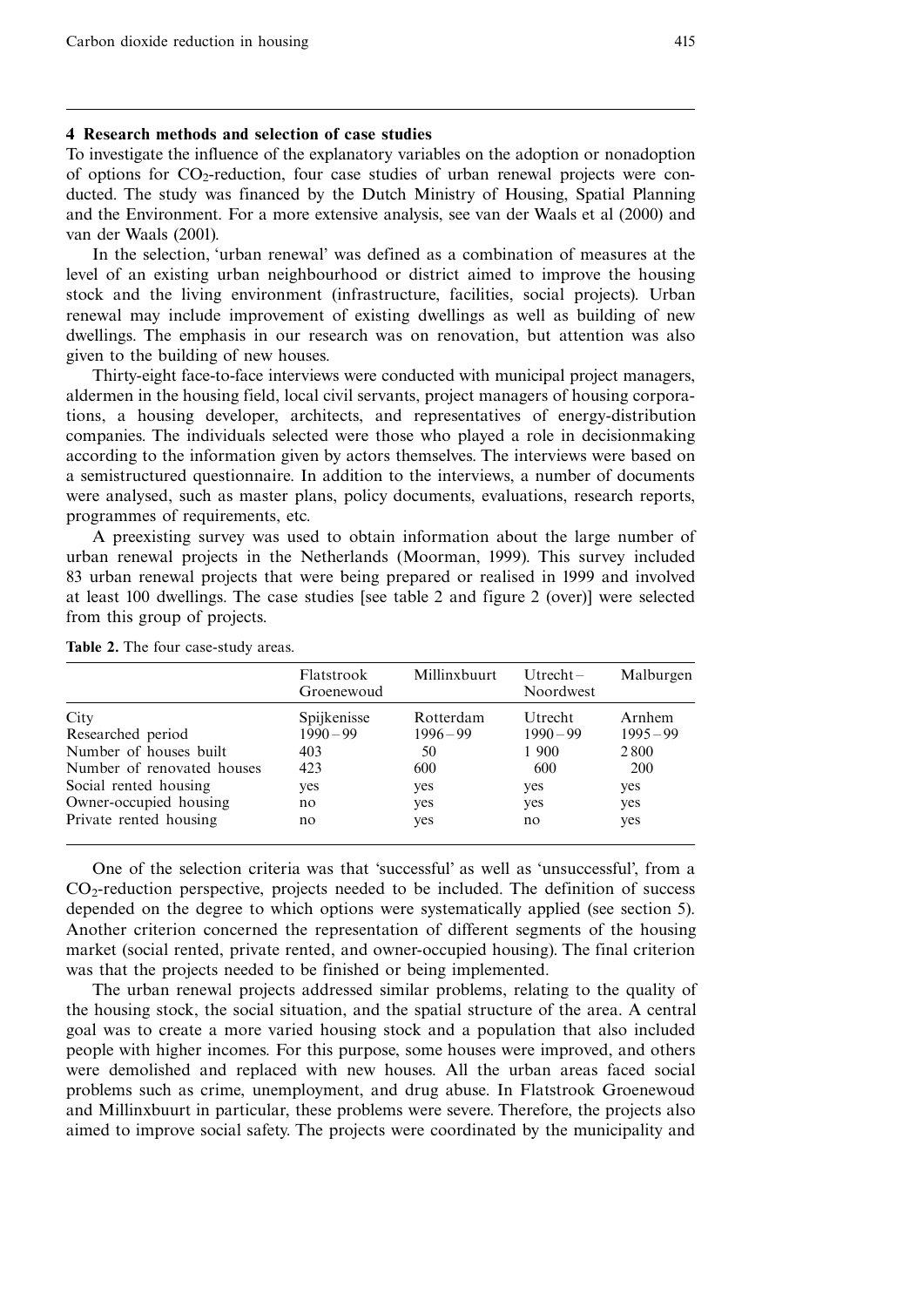## 4 Research methods and selection of case studies

To investigate the influence of the explanatory variables on the adoption or nonadoption of options for $CO_2$-reduction, four case studies of urban renewal projects were conducted. The study was financed by the Dutch Ministry of Housing, Spatial Planning and the Environment. For a more extensive analysis, see van der Waals et al (2000) and van der Waals (2001).

In the selection, 'urban renewal' was defined as a combination of measures at the level of an existing urban neighbourhood or district aimed to improve the housing stock and the living environment (infrastructure, facilities, social projects). Urban renewal may include improvement of existing dwellings as well as building of new dwellings. The emphasis in our research was on renovation, but attention was also given to the building of new houses.

Thirty-eight face-to-face interviews were conducted with municipal project managers, aldermen in the housing field, local civil servants, project managers of housing corporations, a housing developer, architects, and representatives of energy-distribution companies. The individuals selected were those who played a role in decisionmaking according to the information given by actors themselves. The interviews were based on a semistructured questionnaire. In addition to the interviews, a number of documents were analysed, such as master plans, policy documents, evaluations, research reports, programmes of requirements, etc.

A preexisting survey was used to obtain information about the large number of urban renewal projects in the Netherlands (Moorman, 1999). This survey included 83 urban renewal projects that were being prepared or realised in 1999 and involved at least 100 dwellings. The case studies [see table 2 and figure 2 (over)] were selected from this group of projects.

**Table 2.** The four case-study areas.

| | Flatstrook Groenewoud | Millinxbuurt | Utrecht–Noordwest | Malburgen |
|---|---|---|---|---|
| City | Spijkenisse | Rotterdam | Utrecht | Arnhem |
| Researched period | 1990–99 | 1996–99 | 1990–99 | 1995–99 |
| Number of houses built | 403 | 50 | 1 900 | 2 800 |
| Number of renovated houses | 423 | 600 | 600 | 200 |
| Social rented housing | yes | yes | yes | yes |
| Owner-occupied housing | no | yes | yes | yes |
| Private rented housing | no | yes | no | yes |

One of the selection criteria was that 'successful' as well as 'unsuccessful', from a $CO_2$-reduction perspective, projects needed to be included. The definition of success depended on the degree to which options were systematically applied (see section 5). Another criterion concerned the representation of different segments of the housing market (social rented, private rented, and owner-occupied housing). The final criterion was that the projects needed to be finished or being implemented.

The urban renewal projects addressed similar problems, relating to the quality of the housing stock, the social situation, and the spatial structure of the area. A central goal was to create a more varied housing stock and a population that also included people with higher incomes. For this purpose, some houses were improved, and others were demolished and replaced with new houses. All the urban areas faced social problems such as crime, unemployment, and drug abuse. In Flatstrook Groenewoud and Millinxbuurt in particular, these problems were severe. Therefore, the projects also aimed to improve social safety. The projects were coordinated by the municipality and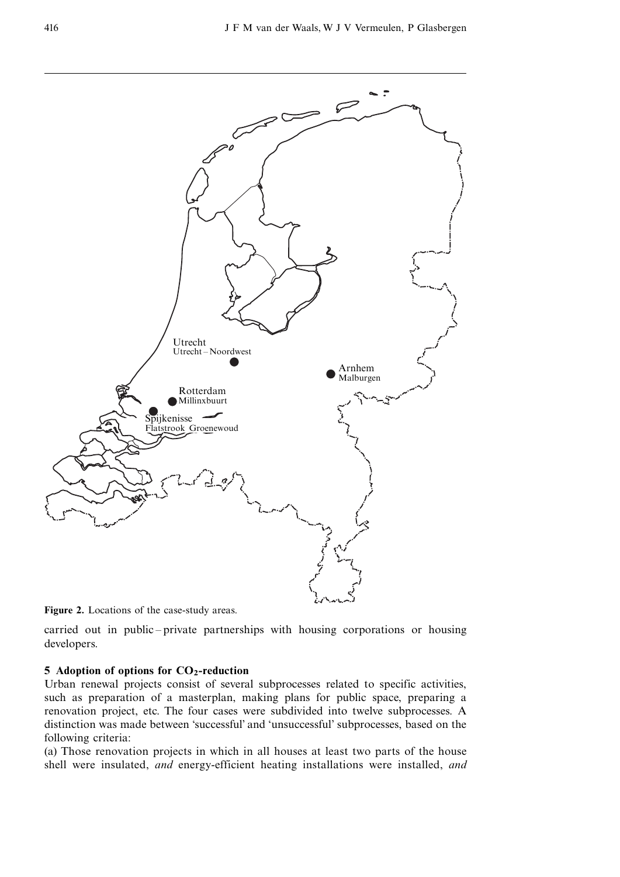Figure 2. Locations of the case-study areas.

carried out in public–private partnerships with housing corporations or housing developers.

## 5 Adoption of options for $CO_2$-reduction

Urban renewal projects consist of several subprocesses related to specific activities, such as preparation of a masterplan, making plans for public space, preparing a renovation project, etc. The four cases were subdivided into twelve subprocesses. A distinction was made between 'successful' and 'unsuccessful' subprocesses, based on the following criteria:

(a) Those renovation projects in which in all houses at least two parts of the house shell were insulated, *and* energy-efficient heating installations were installed, *and*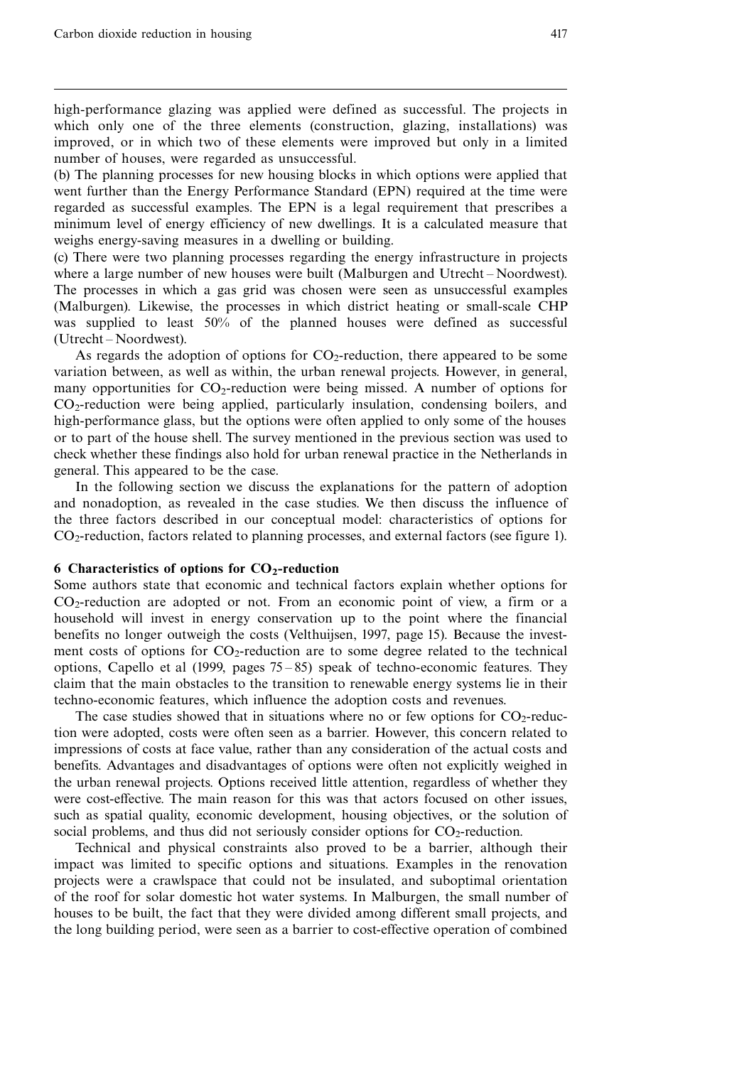high-performance glazing was applied were defined as successful. The projects in which only one of the three elements (construction, glazing, installations) was improved, or in which two of these elements were improved but only in a limited number of houses, were regarded as unsuccessful.

(b) The planning processes for new housing blocks in which options were applied that went further than the Energy Performance Standard (EPN) required at the time were regarded as successful examples. The EPN is a legal requirement that prescribes a minimum level of energy efficiency of new dwellings. It is a calculated measure that weighs energy-saving measures in a dwelling or building.

(c) There were two planning processes regarding the energy infrastructure in projects where a large number of new houses were built (Malburgen and Utrecht – Noordwest). The processes in which a gas grid was chosen were seen as unsuccessful examples (Malburgen). Likewise, the processes in which district heating or small-scale CHP was supplied to least 50% of the planned houses were defined as successful (Utrecht – Noordwest).

As regards the adoption of options for $CO_2$-reduction, there appeared to be some variation between, as well as within, the urban renewal projects. However, in general, many opportunities for $CO_2$-reduction were being missed. A number of options for $CO_2$-reduction were being applied, particularly insulation, condensing boilers, and high-performance glass, but the options were often applied to only some of the houses or to part of the house shell. The survey mentioned in the previous section was used to check whether these findings also hold for urban renewal practice in the Netherlands in general. This appeared to be the case.

In the following section we discuss the explanations for the pattern of adoption and nonadoption, as revealed in the case studies. We then discuss the influence of the three factors described in our conceptual model: characteristics of options for $CO_2$-reduction, factors related to planning processes, and external factors (see figure 1).

## 6 Characteristics of options for $CO_2$-reduction

Some authors state that economic and technical factors explain whether options for $CO_2$-reduction are adopted or not. From an economic point of view, a firm or a household will invest in energy conservation up to the point where the financial benefits no longer outweigh the costs (Velthuijsen, 1997, page 15). Because the investment costs of options for $CO_2$-reduction are to some degree related to the technical options, Capello et al (1999, pages 75 – 85) speak of techno-economic features. They claim that the main obstacles to the transition to renewable energy systems lie in their techno-economic features, which influence the adoption costs and revenues.

The case studies showed that in situations where no or few options for $CO_2$-reduction were adopted, costs were often seen as a barrier. However, this concern related to impressions of costs at face value, rather than any consideration of the actual costs and benefits. Advantages and disadvantages of options were often not explicitly weighed in the urban renewal projects. Options received little attention, regardless of whether they were cost-effective. The main reason for this was that actors focused on other issues, such as spatial quality, economic development, housing objectives, or the solution of social problems, and thus did not seriously consider options for $CO_2$-reduction.

Technical and physical constraints also proved to be a barrier, although their impact was limited to specific options and situations. Examples in the renovation projects were a crawlspace that could not be insulated, and suboptimal orientation of the roof for solar domestic hot water systems. In Malburgen, the small number of houses to be built, the fact that they were divided among different small projects, and the long building period, were seen as a barrier to cost-effective operation of combined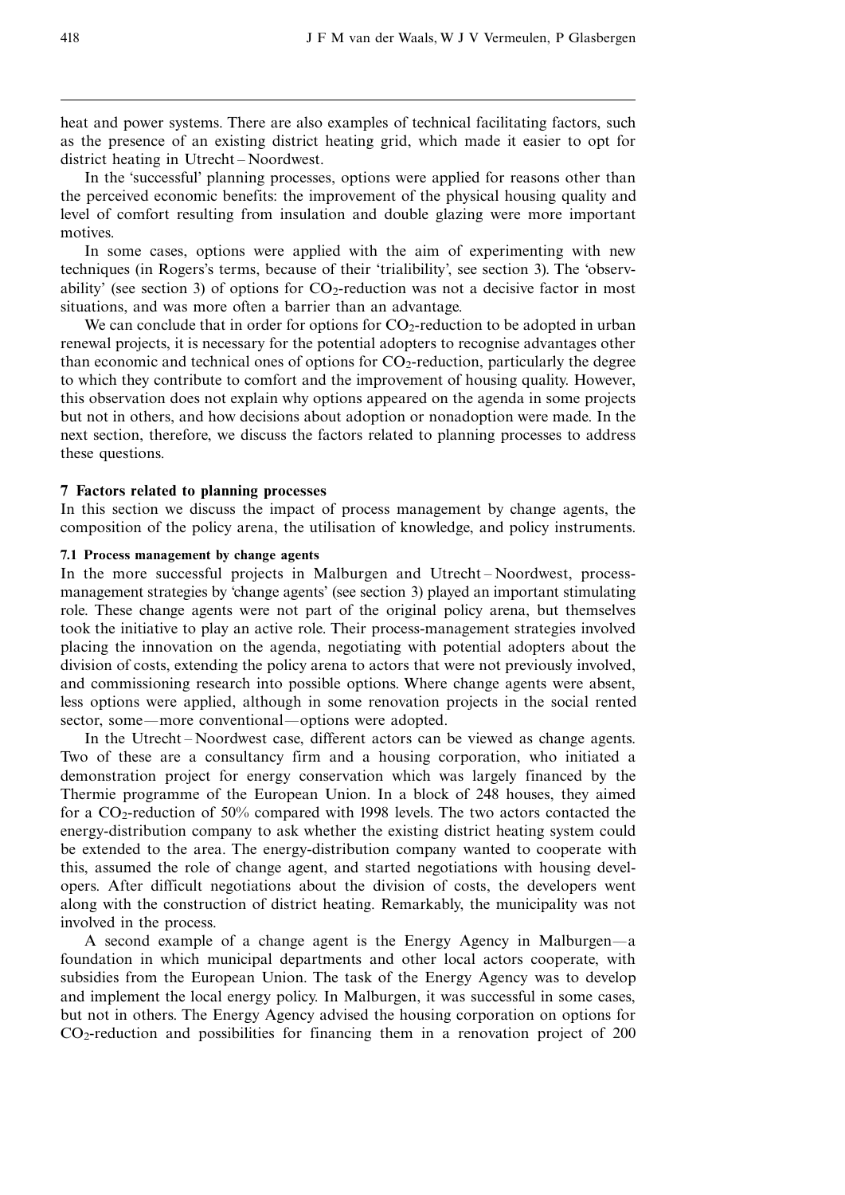heat and power systems. There are also examples of technical facilitating factors, such as the presence of an existing district heating grid, which made it easier to opt for district heating in Utrecht – Noordwest.

In the 'successful' planning processes, options were applied for reasons other than the perceived economic benefits: the improvement of the physical housing quality and level of comfort resulting from insulation and double glazing were more important motives.

In some cases, options were applied with the aim of experimenting with new techniques (in Rogers's terms, because of their 'trialibility', see section 3). The 'observability' (see section 3) of options for $CO_2$-reduction was not a decisive factor in most situations, and was more often a barrier than an advantage.

We can conclude that in order for options for $CO_2$-reduction to be adopted in urban renewal projects, it is necessary for the potential adopters to recognise advantages other than economic and technical ones of options for $CO_2$-reduction, particularly the degree to which they contribute to comfort and the improvement of housing quality. However, this observation does not explain why options appeared on the agenda in some projects but not in others, and how decisions about adoption or nonadoption were made. In the next section, therefore, we discuss the factors related to planning processes to address these questions.

## 7 Factors related to planning processes

In this section we discuss the impact of process management by change agents, the composition of the policy arena, the utilisation of knowledge, and policy instruments.

### 7.1 Process management by change agents

In the more successful projects in Malburgen and Utrecht – Noordwest, process-management strategies by 'change agents' (see section 3) played an important stimulating role. These change agents were not part of the original policy arena, but themselves took the initiative to play an active role. Their process-management strategies involved placing the innovation on the agenda, negotiating with potential adopters about the division of costs, extending the policy arena to actors that were not previously involved, and commissioning research into possible options. Where change agents were absent, less options were applied, although in some renovation projects in the social rented sector, some—more conventional—options were adopted.

In the Utrecht – Noordwest case, different actors can be viewed as change agents. Two of these are a consultancy firm and a housing corporation, who initiated a demonstration project for energy conservation which was largely financed by the Thermie programme of the European Union. In a block of 248 houses, they aimed for a $CO_2$-reduction of 50% compared with 1998 levels. The two actors contacted the energy-distribution company to ask whether the existing district heating system could be extended to the area. The energy-distribution company wanted to cooperate with this, assumed the role of change agent, and started negotiations with housing developers. After difficult negotiations about the division of costs, the developers went along with the construction of district heating. Remarkably, the municipality was not involved in the process.

A second example of a change agent is the Energy Agency in Malburgen—a foundation in which municipal departments and other local actors cooperate, with subsidies from the European Union. The task of the Energy Agency was to develop and implement the local energy policy. In Malburgen, it was successful in some cases, but not in others. The Energy Agency advised the housing corporation on options for $CO_2$-reduction and possibilities for financing them in a renovation project of 200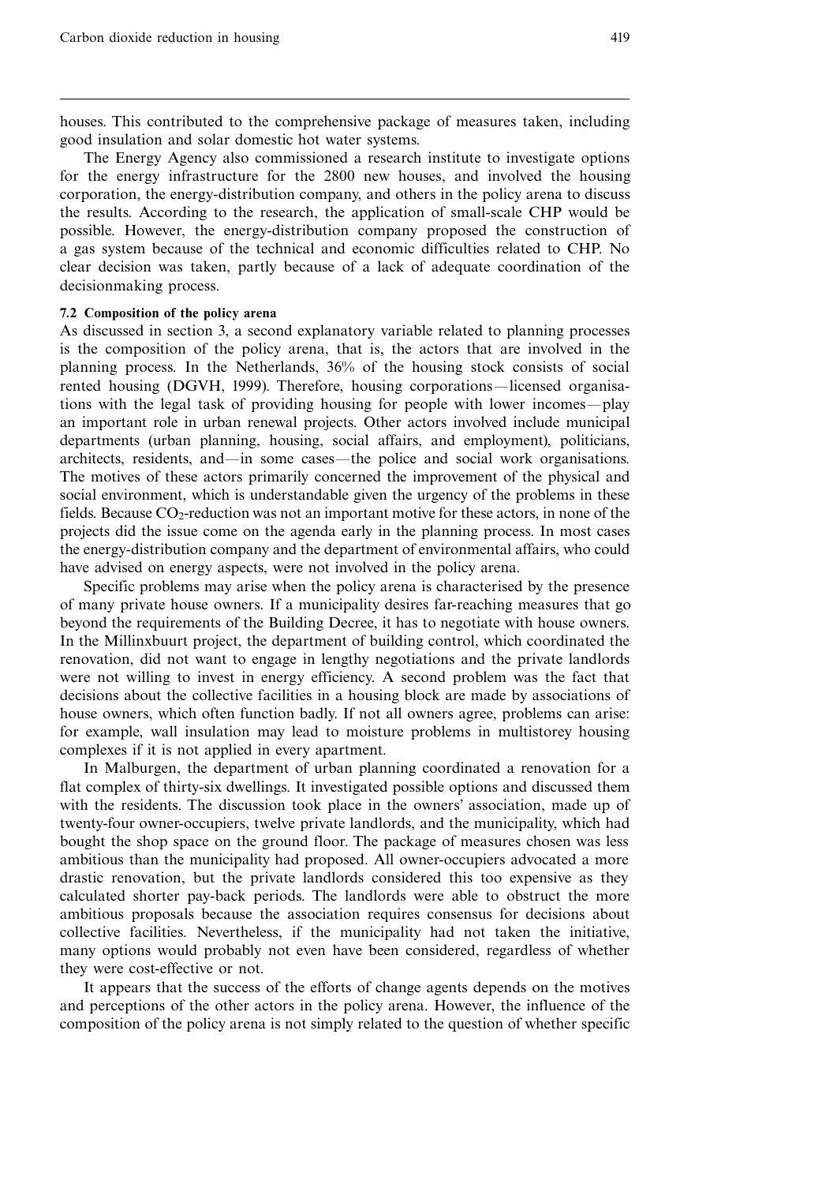houses. This contributed to the comprehensive package of measures taken, including good insulation and solar domestic hot water systems.

The Energy Agency also commissioned a research institute to investigate options for the energy infrastructure for the 2800 new houses, and involved the housing corporation, the energy-distribution company, and others in the policy arena to discuss the results. According to the research, the application of small-scale CHP would be possible. However, the energy-distribution company proposed the construction of a gas system because of the technical and economic difficulties related to CHP. No clear decision was taken, partly because of a lack of adequate coordination of the decisionmaking process.

### 7.2 Composition of the policy arena

As discussed in section 3, a second explanatory variable related to planning processes is the composition of the policy arena, that is, the actors that are involved in the planning process. In the Netherlands, 36% of the housing stock consists of social rented housing (DGVH, 1999). Therefore, housing corporations—licensed organisations with the legal task of providing housing for people with lower incomes—play an important role in urban renewal projects. Other actors involved include municipal departments (urban planning, housing, social affairs, and employment), politicians, architects, residents, and—in some cases—the police and social work organisations. The motives of these actors primarily concerned the improvement of the physical and social environment, which is understandable given the urgency of the problems in these fields. Because $CO_2$-reduction was not an important motive for these actors, in none of the projects did the issue come on the agenda early in the planning process. In most cases the energy-distribution company and the department of environmental affairs, who could have advised on energy aspects, were not involved in the policy arena.

Specific problems may arise when the policy arena is characterised by the presence of many private house owners. If a municipality desires far-reaching measures that go beyond the requirements of the Building Decree, it has to negotiate with house owners. In the Millinxbuurt project, the department of building control, which coordinated the renovation, did not want to engage in lengthy negotiations and the private landlords were not willing to invest in energy efficiency. A second problem was the fact that decisions about the collective facilities in a housing block are made by associations of house owners, which often function badly. If not all owners agree, problems can arise: for example, wall insulation may lead to moisture problems in multistorey housing complexes if it is not applied in every apartment.

In Malburgen, the department of urban planning coordinated a renovation for a flat complex of thirty-six dwellings. It investigated possible options and discussed them with the residents. The discussion took place in the owners' association, made up of twenty-four owner-occupiers, twelve private landlords, and the municipality, which had bought the shop space on the ground floor. The package of measures chosen was less ambitious than the municipality had proposed. All owner-occupiers advocated a more drastic renovation, but the private landlords considered this too expensive as they calculated shorter pay-back periods. The landlords were able to obstruct the more ambitious proposals because the association requires consensus for decisions about collective facilities. Nevertheless, if the municipality had not taken the initiative, many options would probably not even have been considered, regardless of whether they were cost-effective or not.

It appears that the success of the efforts of change agents depends on the motives and perceptions of the other actors in the policy arena. However, the influence of the composition of the policy arena is not simply related to the question of whether specific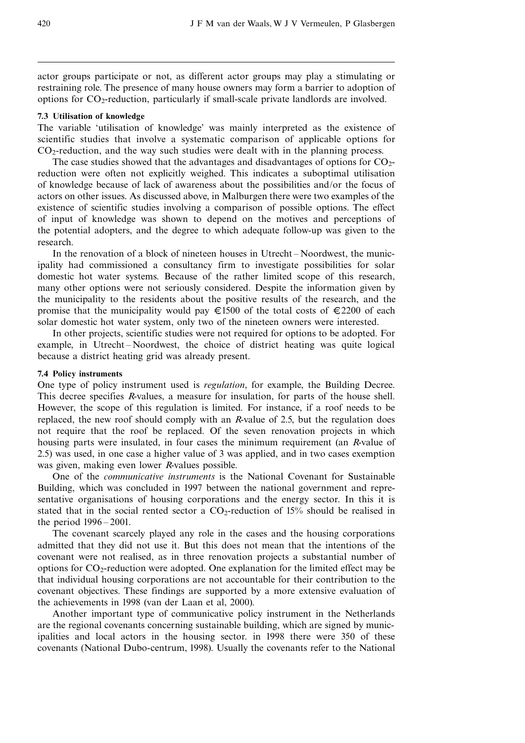actor groups participate or not, as different actor groups may play a stimulating or restraining role. The presence of many house owners may form a barrier to adoption of options for $CO_2$-reduction, particularly if small-scale private landlords are involved.

### 7.3 Utilisation of knowledge

The variable 'utilisation of knowledge' was mainly interpreted as the existence of scientific studies that involve a systematic comparison of applicable options for $CO_2$-reduction, and the way such studies were dealt with in the planning process.

The case studies showed that the advantages and disadvantages of options for $CO_2$-reduction were often not explicitly weighed. This indicates a suboptimal utilisation of knowledge because of lack of awareness about the possibilities and/or the focus of actors on other issues. As discussed above, in Malburgen there were two examples of the existence of scientific studies involving a comparison of possible options. The effect of input of knowledge was shown to depend on the motives and perceptions of the potential adopters, and the degree to which adequate follow-up was given to the research.

In the renovation of a block of nineteen houses in Utrecht – Noordwest, the municipality had commissioned a consultancy firm to investigate possibilities for solar domestic hot water systems. Because of the rather limited scope of this research, many other options were not seriously considered. Despite the information given by the municipality to the residents about the positive results of the research, and the promise that the municipality would pay €1500 of the total costs of €2200 of each solar domestic hot water system, only two of the nineteen owners were interested.

In other projects, scientific studies were not required for options to be adopted. For example, in Utrecht – Noordwest, the choice of district heating was quite logical because a district heating grid was already present.

### 7.4 Policy instruments

One type of policy instrument used is *regulation*, for example, the Building Decree. This decree specifies *R*-values, a measure for insulation, for parts of the house shell. However, the scope of this regulation is limited. For instance, if a roof needs to be replaced, the new roof should comply with an *R*-value of 2.5, but the regulation does not require that the roof be replaced. Of the seven renovation projects in which housing parts were insulated, in four cases the minimum requirement (an *R*-value of 2.5) was used, in one case a higher value of 3 was applied, and in two cases exemption was given, making even lower *R*-values possible.

One of the *communicative instruments* is the National Covenant for Sustainable Building, which was concluded in 1997 between the national government and representative organisations of housing corporations and the energy sector. In this it is stated that in the social rented sector a $CO_2$-reduction of 15% should be realised in the period 1996 – 2001.

The covenant scarcely played any role in the cases and the housing corporations admitted that they did not use it. But this does not mean that the intentions of the covenant were not realised, as in three renovation projects a substantial number of options for $CO_2$-reduction were adopted. One explanation for the limited effect may be that individual housing corporations are not accountable for their contribution to the covenant objectives. These findings are supported by a more extensive evaluation of the achievements in 1998 (van der Laan et al, 2000).

Another important type of communicative policy instrument in the Netherlands are the regional covenants concerning sustainable building, which are signed by municipalities and local actors in the housing sector. in 1998 there were 350 of these covenants (National Dubo-centrum, 1998). Usually the covenants refer to the National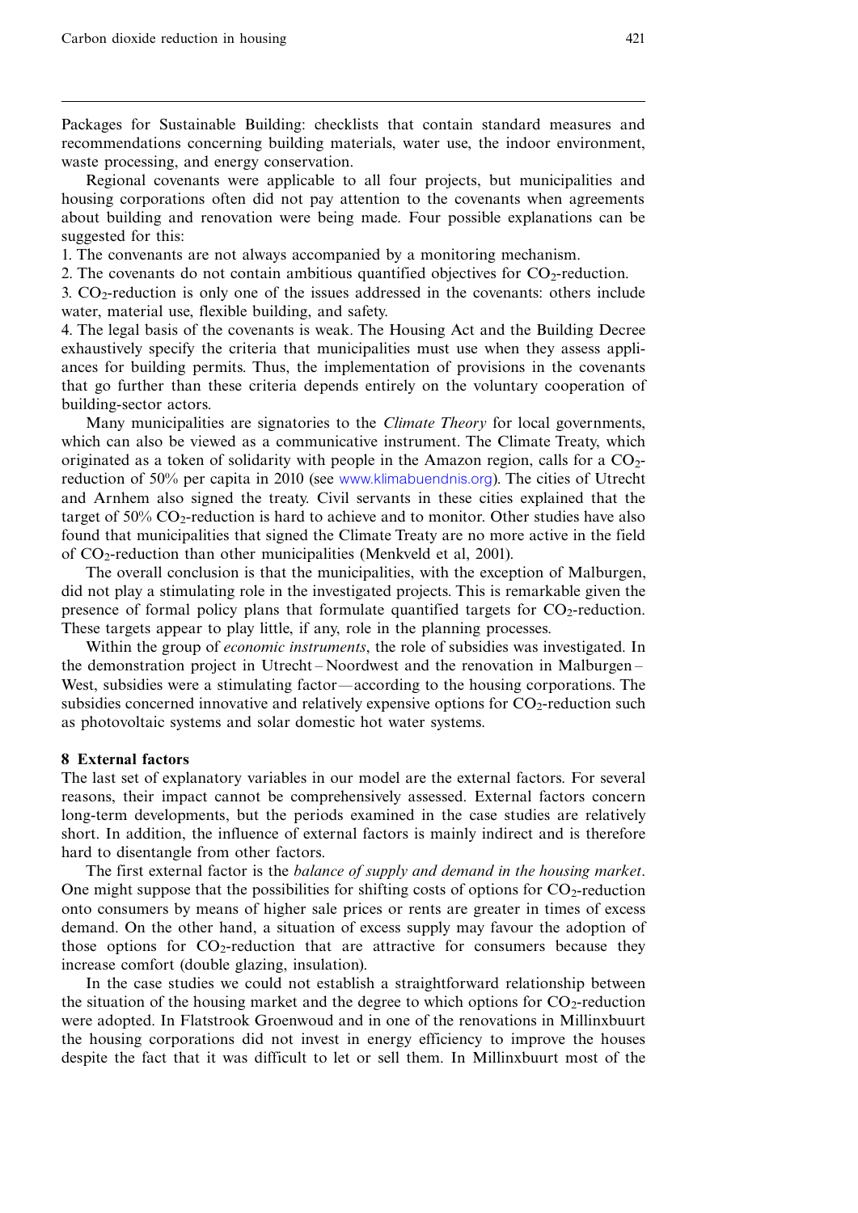Packages for Sustainable Building: checklists that contain standard measures and recommendations concerning building materials, water use, the indoor environment, waste processing, and energy conservation.

Regional covenants were applicable to all four projects, but municipalities and housing corporations often did not pay attention to the covenants when agreements about building and renovation were being made. Four possible explanations can be suggested for this:

1. The convenants are not always accompanied by a monitoring mechanism.
2. The covenants do not contain ambitious quantified objectives for $CO_2$-reduction.
3. $CO_2$-reduction is only one of the issues addressed in the covenants: others include water, material use, flexible building, and safety.
4. The legal basis of the covenants is weak. The Housing Act and the Building Decree exhaustively specify the criteria that municipalities must use when they assess appliances for building permits. Thus, the implementation of provisions in the covenants that go further than these criteria depends entirely on the voluntary cooperation of building-sector actors.

Many municipalities are signatories to the *Climate Theory* for local governments, which can also be viewed as a communicative instrument. The Climate Treaty, which originated as a token of solidarity with people in the Amazon region, calls for a $CO_2$-reduction of 50% per capita in 2010 (see www.klimabuendnis.org). The cities of Utrecht and Arnhem also signed the treaty. Civil servants in these cities explained that the target of 50% $CO_2$-reduction is hard to achieve and to monitor. Other studies have also found that municipalities that signed the Climate Treaty are no more active in the field of $CO_2$-reduction than other municipalities (Menkveld et al, 2001).

The overall conclusion is that the municipalities, with the exception of Malburgen, did not play a stimulating role in the investigated projects. This is remarkable given the presence of formal policy plans that formulate quantified targets for $CO_2$-reduction. These targets appear to play little, if any, role in the planning processes.

Within the group of *economic instruments*, the role of subsidies was investigated. In the demonstration project in Utrecht – Noordwest and the renovation in Malburgen – West, subsidies were a stimulating factor—according to the housing corporations. The subsidies concerned innovative and relatively expensive options for $CO_2$-reduction such as photovoltaic systems and solar domestic hot water systems.

## 8 External factors

The last set of explanatory variables in our model are the external factors. For several reasons, their impact cannot be comprehensively assessed. External factors concern long-term developments, but the periods examined in the case studies are relatively short. In addition, the influence of external factors is mainly indirect and is therefore hard to disentangle from other factors.

The first external factor is the *balance of supply and demand in the housing market*. One might suppose that the possibilities for shifting costs of options for $CO_2$-reduction onto consumers by means of higher sale prices or rents are greater in times of excess demand. On the other hand, a situation of excess supply may favour the adoption of those options for $CO_2$-reduction that are attractive for consumers because they increase comfort (double glazing, insulation).

In the case studies we could not establish a straightforward relationship between the situation of the housing market and the degree to which options for $CO_2$-reduction were adopted. In Flatstrook Groenwoud and in one of the renovations in Millinxbuurt the housing corporations did not invest in energy efficiency to improve the houses despite the fact that it was difficult to let or sell them. In Millinxbuurt most of the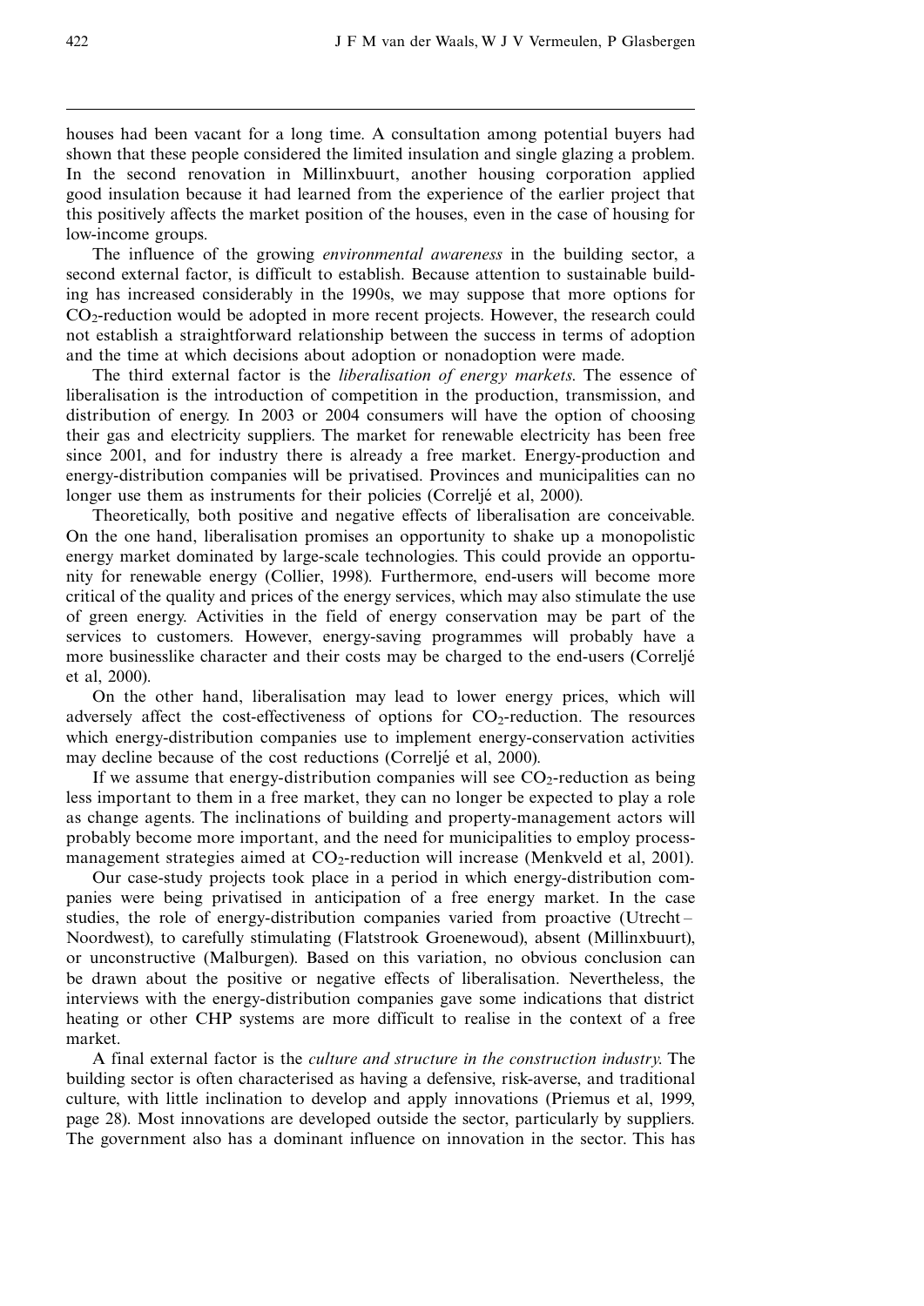houses had been vacant for a long time. A consultation among potential buyers had shown that these people considered the limited insulation and single glazing a problem. In the second renovation in Millinxbuurt, another housing corporation applied good insulation because it had learned from the experience of the earlier project that this positively affects the market position of the houses, even in the case of housing for low-income groups.

The influence of the growing *environmental awareness* in the building sector, a second external factor, is difficult to establish. Because attention to sustainable building has increased considerably in the 1990s, we may suppose that more options for $CO_2$-reduction would be adopted in more recent projects. However, the research could not establish a straightforward relationship between the success in terms of adoption and the time at which decisions about adoption or nonadoption were made.

The third external factor is the *liberalisation of energy markets*. The essence of liberalisation is the introduction of competition in the production, transmission, and distribution of energy. In 2003 or 2004 consumers will have the option of choosing their gas and electricity suppliers. The market for renewable electricity has been free since 2001, and for industry there is already a free market. Energy-production and energy-distribution companies will be privatised. Provinces and municipalities can no longer use them as instruments for their policies (Correljé et al, 2000).

Theoretically, both positive and negative effects of liberalisation are conceivable. On the one hand, liberalisation promises an opportunity to shake up a monopolistic energy market dominated by large-scale technologies. This could provide an opportunity for renewable energy (Collier, 1998). Furthermore, end-users will become more critical of the quality and prices of the energy services, which may also stimulate the use of green energy. Activities in the field of energy conservation may be part of the services to customers. However, energy-saving programmes will probably have a more businesslike character and their costs may be charged to the end-users (Correljé et al, 2000).

On the other hand, liberalisation may lead to lower energy prices, which will adversely affect the cost-effectiveness of options for $CO_2$-reduction. The resources which energy-distribution companies use to implement energy-conservation activities may decline because of the cost reductions (Correljé et al, 2000).

If we assume that energy-distribution companies will see $CO_2$-reduction as being less important to them in a free market, they can no longer be expected to play a role as change agents. The inclinations of building and property-management actors will probably become more important, and the need for municipalities to employ process-management strategies aimed at $CO_2$-reduction will increase (Menkveld et al, 2001).

Our case-study projects took place in a period in which energy-distribution companies were being privatised in anticipation of a free energy market. In the case studies, the role of energy-distribution companies varied from proactive (Utrecht–Noordwest), to carefully stimulating (Flatstrook Groenewoud), absent (Millinxbuurt), or unconstructive (Malburgen). Based on this variation, no obvious conclusion can be drawn about the positive or negative effects of liberalisation. Nevertheless, the interviews with the energy-distribution companies gave some indications that district heating or other CHP systems are more difficult to realise in the context of a free market.

A final external factor is the *culture and structure in the construction industry*. The building sector is often characterised as having a defensive, risk-averse, and traditional culture, with little inclination to develop and apply innovations (Priemus et al, 1999, page 28). Most innovations are developed outside the sector, particularly by suppliers. The government also has a dominant influence on innovation in the sector. This has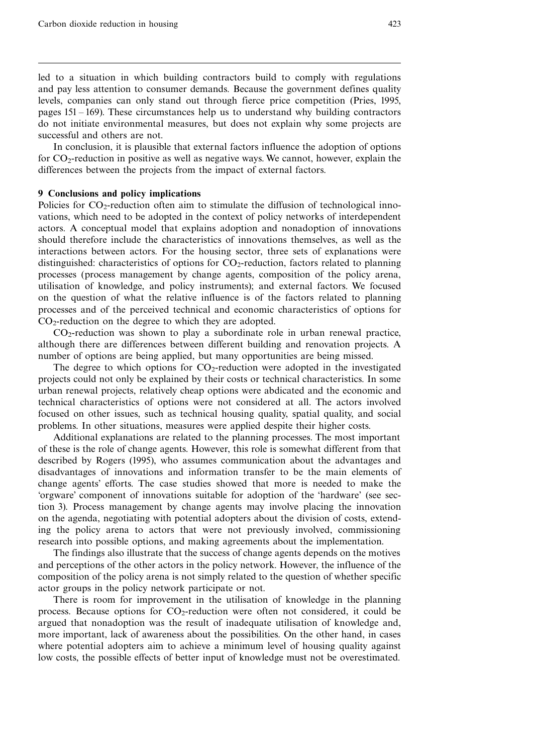led to a situation in which building contractors build to comply with regulations and pay less attention to consumer demands. Because the government defines quality levels, companies can only stand out through fierce price competition (Pries, 1995, pages 151 – 169). These circumstances help us to understand why building contractors do not initiate environmental measures, but does not explain why some projects are successful and others are not.

In conclusion, it is plausible that external factors influence the adoption of options for $CO_2$-reduction in positive as well as negative ways. We cannot, however, explain the differences between the projects from the impact of external factors.

## 9 Conclusions and policy implications

Policies for $CO_2$-reduction often aim to stimulate the diffusion of technological innovations, which need to be adopted in the context of policy networks of interdependent actors. A conceptual model that explains adoption and nonadoption of innovations should therefore include the characteristics of innovations themselves, as well as the interactions between actors. For the housing sector, three sets of explanations were distinguished: characteristics of options for $CO_2$-reduction, factors related to planning processes (process management by change agents, composition of the policy arena, utilisation of knowledge, and policy instruments); and external factors. We focused on the question of what the relative influence is of the factors related to planning processes and of the perceived technical and economic characteristics of options for $CO_2$-reduction on the degree to which they are adopted.

$CO_2$-reduction was shown to play a subordinate role in urban renewal practice, although there are differences between different building and renovation projects. A number of options are being applied, but many opportunities are being missed.

The degree to which options for $CO_2$-reduction were adopted in the investigated projects could not only be explained by their costs or technical characteristics. In some urban renewal projects, relatively cheap options were abdicated and the economic and technical characteristics of options were not considered at all. The actors involved focused on other issues, such as technical housing quality, spatial quality, and social problems. In other situations, measures were applied despite their higher costs.

Additional explanations are related to the planning processes. The most important of these is the role of change agents. However, this role is somewhat different from that described by Rogers (1995), who assumes communication about the advantages and disadvantages of innovations and information transfer to be the main elements of change agents' efforts. The case studies showed that more is needed to make the 'orgware' component of innovations suitable for adoption of the 'hardware' (see section 3). Process management by change agents may involve placing the innovation on the agenda, negotiating with potential adopters about the division of costs, extending the policy arena to actors that were not previously involved, commissioning research into possible options, and making agreements about the implementation.

The findings also illustrate that the success of change agents depends on the motives and perceptions of the other actors in the policy network. However, the influence of the composition of the policy arena is not simply related to the question of whether specific actor groups in the policy network participate or not.

There is room for improvement in the utilisation of knowledge in the planning process. Because options for $CO_2$-reduction were often not considered, it could be argued that nonadoption was the result of inadequate utilisation of knowledge and, more important, lack of awareness about the possibilities. On the other hand, in cases where potential adopters aim to achieve a minimum level of housing quality against low costs, the possible effects of better input of knowledge must not be overestimated.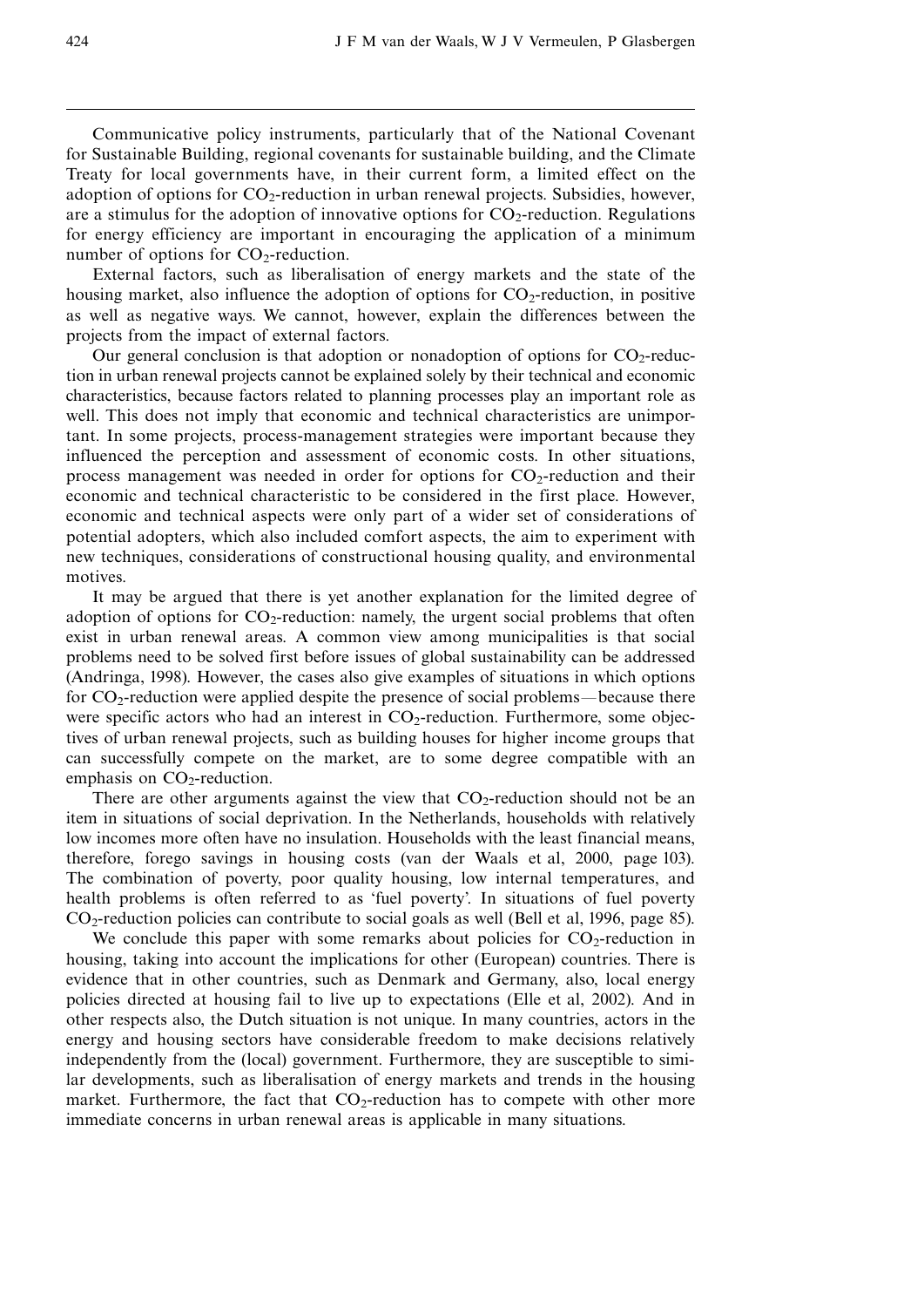Communicative policy instruments, particularly that of the National Covenant for Sustainable Building, regional covenants for sustainable building, and the Climate Treaty for local governments have, in their current form, a limited effect on the adoption of options for $CO_2$-reduction in urban renewal projects. Subsidies, however, are a stimulus for the adoption of innovative options for $CO_2$-reduction. Regulations for energy efficiency are important in encouraging the application of a minimum number of options for $CO_2$-reduction.

External factors, such as liberalisation of energy markets and the state of the housing market, also influence the adoption of options for $CO_2$-reduction, in positive as well as negative ways. We cannot, however, explain the differences between the projects from the impact of external factors.

Our general conclusion is that adoption or nonadoption of options for $CO_2$-reduction in urban renewal projects cannot be explained solely by their technical and economic characteristics, because factors related to planning processes play an important role as well. This does not imply that economic and technical characteristics are unimportant. In some projects, process-management strategies were important because they influenced the perception and assessment of economic costs. In other situations, process management was needed in order for options for $CO_2$-reduction and their economic and technical characteristic to be considered in the first place. However, economic and technical aspects were only part of a wider set of considerations of potential adopters, which also included comfort aspects, the aim to experiment with new techniques, considerations of constructional housing quality, and environmental motives.

It may be argued that there is yet another explanation for the limited degree of adoption of options for $CO_2$-reduction: namely, the urgent social problems that often exist in urban renewal areas. A common view among municipalities is that social problems need to be solved first before issues of global sustainability can be addressed (Andringa, 1998). However, the cases also give examples of situations in which options for $CO_2$-reduction were applied despite the presence of social problems—because there were specific actors who had an interest in $CO_2$-reduction. Furthermore, some objectives of urban renewal projects, such as building houses for higher income groups that can successfully compete on the market, are to some degree compatible with an emphasis on $CO_2$-reduction.

There are other arguments against the view that $CO_2$-reduction should not be an item in situations of social deprivation. In the Netherlands, households with relatively low incomes more often have no insulation. Households with the least financial means, therefore, forego savings in housing costs (van der Waals et al, 2000, page 103). The combination of poverty, poor quality housing, low internal temperatures, and health problems is often referred to as 'fuel poverty'. In situations of fuel poverty $CO_2$-reduction policies can contribute to social goals as well (Bell et al, 1996, page 85).

We conclude this paper with some remarks about policies for $CO_2$-reduction in housing, taking into account the implications for other (European) countries. There is evidence that in other countries, such as Denmark and Germany, also, local energy policies directed at housing fail to live up to expectations (Elle et al, 2002). And in other respects also, the Dutch situation is not unique. In many countries, actors in the energy and housing sectors have considerable freedom to make decisions relatively independently from the (local) government. Furthermore, they are susceptible to similar developments, such as liberalisation of energy markets and trends in the housing market. Furthermore, the fact that $CO_2$-reduction has to compete with other more immediate concerns in urban renewal areas is applicable in many situations.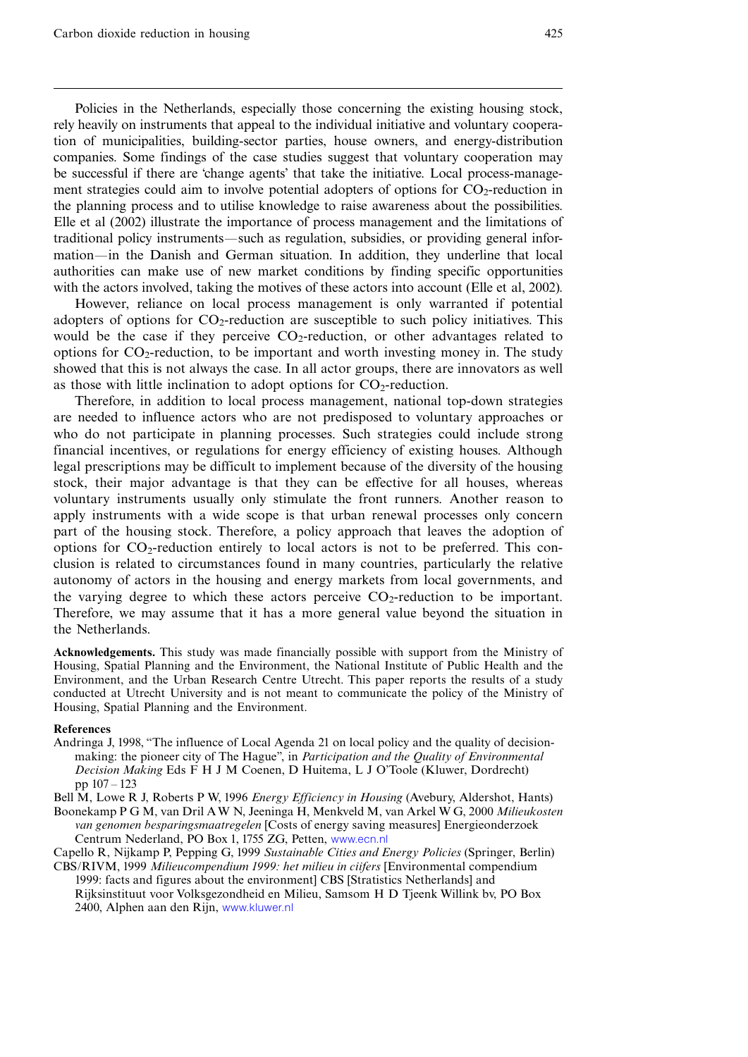Policies in the Netherlands, especially those concerning the existing housing stock, rely heavily on instruments that appeal to the individual initiative and voluntary cooperation of municipalities, building-sector parties, house owners, and energy-distribution companies. Some findings of the case studies suggest that voluntary cooperation may be successful if there are 'change agents' that take the initiative. Local process-management strategies could aim to involve potential adopters of options for $CO_2$-reduction in the planning process and to utilise knowledge to raise awareness about the possibilities. Elle et al (2002) illustrate the importance of process management and the limitations of traditional policy instruments—such as regulation, subsidies, or providing general information—in the Danish and German situation. In addition, they underline that local authorities can make use of new market conditions by finding specific opportunities with the actors involved, taking the motives of these actors into account (Elle et al, 2002).

However, reliance on local process management is only warranted if potential adopters of options for $CO_2$-reduction are susceptible to such policy initiatives. This would be the case if they perceive $CO_2$-reduction, or other advantages related to options for $CO_2$-reduction, to be important and worth investing money in. The study showed that this is not always the case. In all actor groups, there are innovators as well as those with little inclination to adopt options for $CO_2$-reduction.

Therefore, in addition to local process management, national top-down strategies are needed to influence actors who are not predisposed to voluntary approaches or who do not participate in planning processes. Such strategies could include strong financial incentives, or regulations for energy efficiency of existing houses. Although legal prescriptions may be difficult to implement because of the diversity of the housing stock, their major advantage is that they can be effective for all houses, whereas voluntary instruments usually only stimulate the front runners. Another reason to apply instruments with a wide scope is that urban renewal processes only concern part of the housing stock. Therefore, a policy approach that leaves the adoption of options for $CO_2$-reduction entirely to local actors is not to be preferred. This conclusion is related to circumstances found in many countries, particularly the relative autonomy of actors in the housing and energy markets from local governments, and the varying degree to which these actors perceive $CO_2$-reduction to be important. Therefore, we may assume that it has a more general value beyond the situation in the Netherlands.

**Acknowledgements.** This study was made financially possible with support from the Ministry of Housing, Spatial Planning and the Environment, the National Institute of Public Health and the Environment, and the Urban Research Centre Utrecht. This paper reports the results of a study conducted at Utrecht University and is not meant to communicate the policy of the Ministry of Housing, Spatial Planning and the Environment.

**References**

Andringa J, 1998, "The influence of Local Agenda 21 on local policy and the quality of decision-making: the pioneer city of The Hague", in *Participation and the Quality of Environmental Decision Making* Eds F H J M Coenen, D Huitema, L J O'Toole (Kluwer, Dordrecht) pp 107 – 123

Bell M, Lowe R J, Roberts P W, 1996 *Energy Efficiency in Housing* (Avebury, Aldershot, Hants)

Boonekamp P G M, van Dril A W N, Jeeninga H, Menkveld M, van Arkel W G, 2000 *Milieukosten van genomen besparingsmaatregelen* [Costs of energy saving measures] Energieonderzoek Centrum Nederland, PO Box 1, 1755 ZG, Petten, www.ecn.nl

Capello R, Nijkamp P, Pepping G, 1999 *Sustainable Cities and Energy Policies* (Springer, Berlin)

CBS/RIVM, 1999 *Milieucompendium 1999: het milieu in cijfers* [Environmental compendium 1999: facts and figures about the environment] CBS [Statistics Netherlands] and Rijksinstituut voor Volksgezondheid en Milieu, Samsom H D Tjeenk Willink bv, PO Box 2400, Alphen aan den Rijn, www.kluwer.nl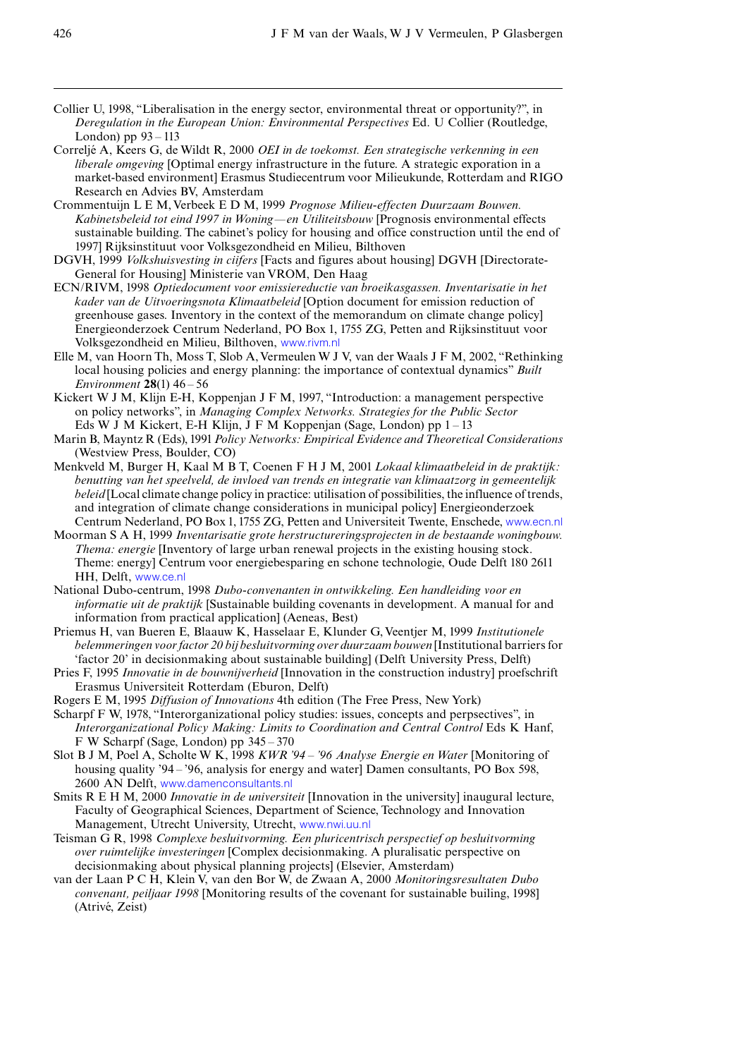Collier U, 1998, "Liberalisation in the energy sector, environmental threat or opportunity?", in *Deregulation in the European Union: Environmental Perspectives* Ed. U Collier (Routledge, London) pp 93 – 113

Correljé A, Keers G, de Wildt R, 2000 *OEI in de toekomst. Een strategische verkenning in een liberale omgeving* [Optimal energy infrastructure in the future. A strategic exporation in a market-based environment] Erasmus Studiecentrum voor Milieukunde, Rotterdam and RIGO Research en Advies BV, Amsterdam

Crommentuijn L E M, Verbeek E D M, 1999 *Prognose Milieu-effecten Duurzaam Bouwen. Kabinetsbeleid tot eind 1997 in Woning—en Utiliteitsbouw* [Prognosis environmental effects sustainable building. The cabinet's policy for housing and office construction until the end of 1997] Rijksinstituut voor Volksgezondheid en Milieu, Bilthoven

DGVH, 1999 *Volkshuisvesting in ciifers* [Facts and figures about housing] DGVH [Directorate-General for Housing] Ministerie van VROM, Den Haag

ECN/RIVM, 1998 *Optiedocument voor emissiereductie van broeikasgassen. Inventarisatie in het kader van de Uitvoeringsnota Klimaatbeleid* [Option document for emission reduction of greenhouse gases. Inventory in the context of the memorandum on climate change policy] Energieonderzoek Centrum Nederland, PO Box 1, 1755 ZG, Petten and Rijksinstituut voor Volksgezondheid en Milieu, Bilthoven, www.rivm.nl

Elle M, van Hoorn Th, Moss T, Slob A, Vermeulen W J V, van der Waals J F M, 2002, "Rethinking local housing policies and energy planning: the importance of contextual dynamics" *Built Environment* **28**(1) 46 – 56

Kickert W J M, Klijn E-H, Koppenjan J F M, 1997, "Introduction: a management perspective on policy networks", in *Managing Complex Networks. Strategies for the Public Sector* Eds W J M Kickert, E-H Klijn, J F M Koppenjan (Sage, London) pp 1 – 13

Marin B, Mayntz R (Eds), 1991 *Policy Networks: Empirical Evidence and Theoretical Considerations* (Westview Press, Boulder, CO)

Menkveld M, Burger H, Kaal M B T, Coenen F H J M, 2001 *Lokaal klimaatbeleid in de praktijk: benutting van het speelveld, de invloed van trends en integratie van klimaatzorg in gemeentelijk beleid* [Local climate change policy in practice: utilisation of possibilities, the influence of trends, and integration of climate change considerations in municipal policy] Energieonderzoek Centrum Nederland, PO Box 1, 1755 ZG, Petten and Universiteit Twente, Enschede, www.ecn.nl

Moorman S A H, 1999 *Inventarisatie grote herstructureringsprojecten in de bestaande woningbouw. Thema: energie* [Inventory of large urban renewal projects in the existing housing stock. Theme: energy] Centrum voor energiebesparing en schone technologie, Oude Delft 180 2611 HH, Delft, www.ce.nl

National Dubo-centrum, 1998 *Dubo-convenanten in ontwikkeling. Een handleiding voor en informatie uit de praktijk* [Sustainable building covenants in development. A manual for and information from practical application] (Aeneas, Best)

Priemus H, van Bueren E, Blaauw K, Hasselaar E, Klunder G, Veentjer M, 1999 *Institutionele belemmeringen voor factor 20 bij besluitvorming over duurzaam bouwen* [Institutional barriers for 'factor 20' in decisionmaking about sustainable building] (Delft University Press, Delft)

Pries F, 1995 *Innovatie in de bouwnijverheid* [Innovation in the construction industry] proefschrift Erasmus Universiteit Rotterdam (Eburon, Delft)

Rogers E M, 1995 *Diffusion of Innovations* 4th edition (The Free Press, New York)

Scharpf F W, 1978, "Interorganizational policy studies: issues, concepts and perpsectives", in *Interorganizational Policy Making: Limits to Coordination and Central Control* Eds K Hanf, F W Scharpf (Sage, London) pp 345 – 370

Slot B J M, Poel A, Scholte W K, 1998 *KWR '94 – '96 Analyse Energie en Water* [Monitoring of housing quality '94 – '96, analysis for energy and water] Damen consultants, PO Box 598, 2600 AN Delft, www.damenconsultants.nl

Smits R E H M, 2000 *Innovatie in de universiteit* [Innovation in the university] inaugural lecture, Faculty of Geographical Sciences, Department of Science, Technology and Innovation Management, Utrecht University, Utrecht, www.nwi.uu.nl

Teisman G R, 1998 *Complexe besluitvorming. Een pluricentrisch perspectief op besluitvorming over ruimtelijke investeringen* [Complex decisionmaking. A pluralisatic perspective on decisionmaking about physical planning projects] (Elsevier, Amsterdam)

van der Laan P C H, Klein V, van den Bor W, de Zwaan A, 2000 *Monitoringsresultaten Dubo convenant, peiljaar 1998* [Monitoring results of the covenant for sustainable builing, 1998] (Atrivé, Zeist)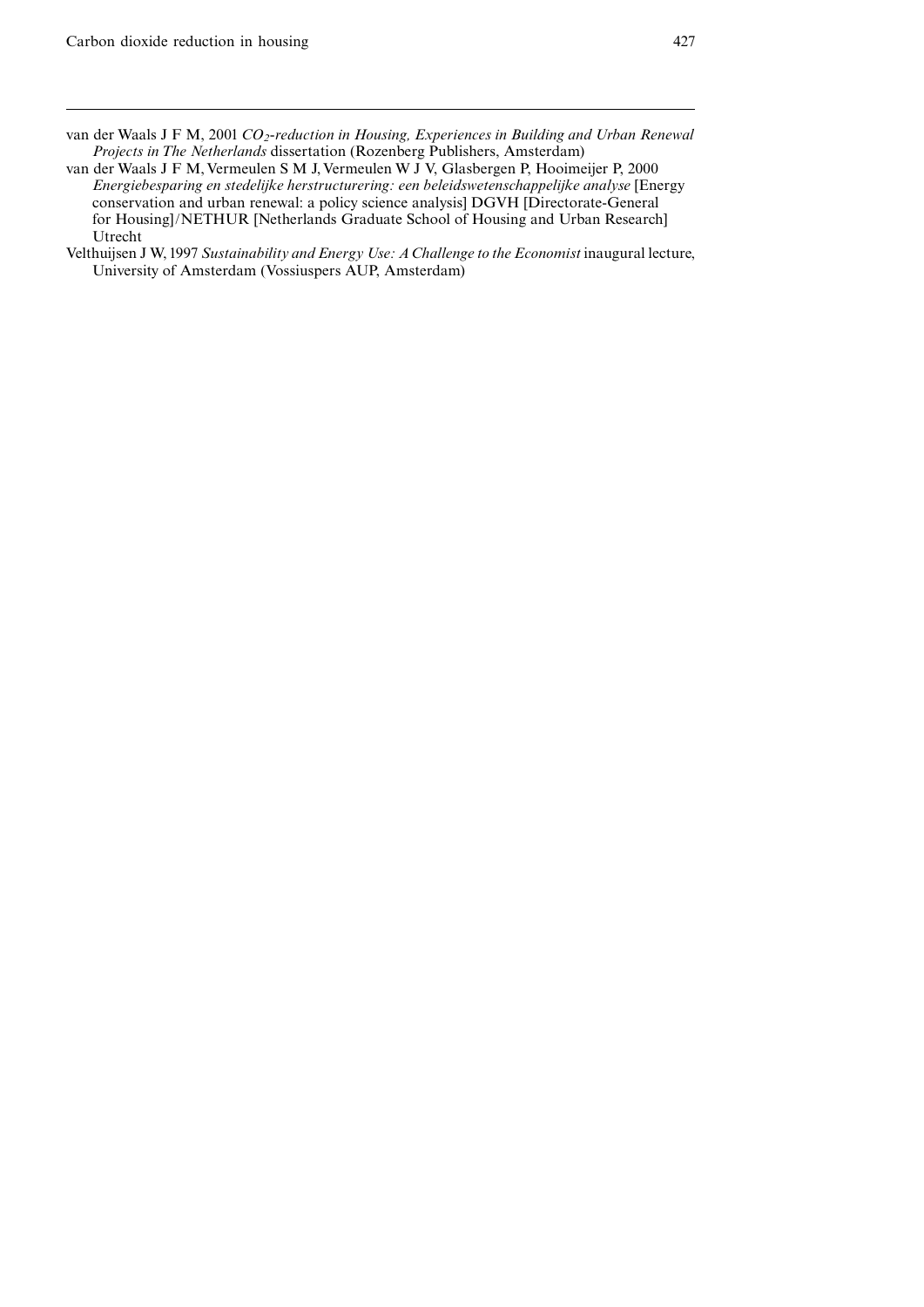van der Waals J F M, 2001 *$CO_2$-reduction in Housing, Experiences in Building and Urban Renewal Projects in The Netherlands* dissertation (Rozenberg Publishers, Amsterdam)

van der Waals J F M, Vermeulen S M J, Vermeulen W J V, Glasbergen P, Hooimeijer P, 2000 *Energiebesparing en stedelijke herstructurering: een beleidswetenschappelijke analyse* [Energy conservation and urban renewal: a policy science analysis] DGVH [Directorate-General for Housing]/NETHUR [Netherlands Graduate School of Housing and Urban Research] Utrecht

Velthuijsen J W, 1997 *Sustainability and Energy Use: A Challenge to the Economist* inaugural lecture, University of Amsterdam (Vossiuspers AUP, Amsterdam)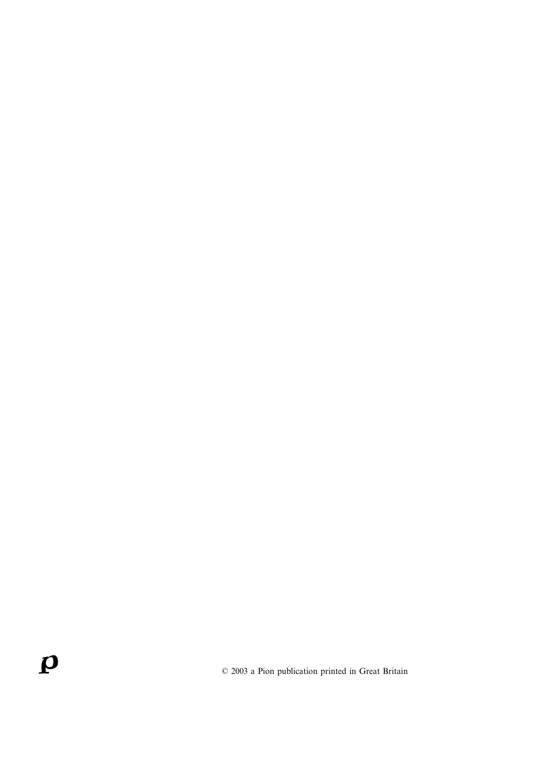© 2003 a Pion publication printed in Great Britain